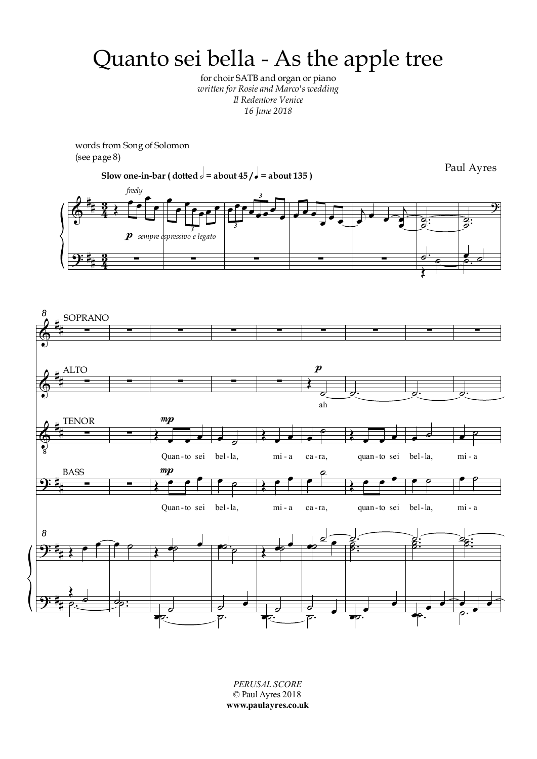# Quanto sei bella - As the apple tree

for choir SATB and organ or piano

*written for Rosie and Marco's wedding*

*Il Redentore Venice*

*16 June 2018*

words from Song of Solomon
(see page 8)

Paul Ayres

**Slow one-in-bar ( dotted 𝅗𝅥 = about 45 / ♩ = about 135 )**

*freely*

**p** *sempre espressivo e legato*

SOPRANO

ALTO

**p**

ah

TENOR

**mp**

Quan - to sei bel - la, mi - a ca - ra, quan - to sei bel - la, mi - a

BASS

**mp**

Quan - to sei bel - la, mi - a ca - ra, quan - to sei bel - la, mi - a

*PERUSAL SCORE*

© Paul Ayres 2018

**www.paulayres.co.uk**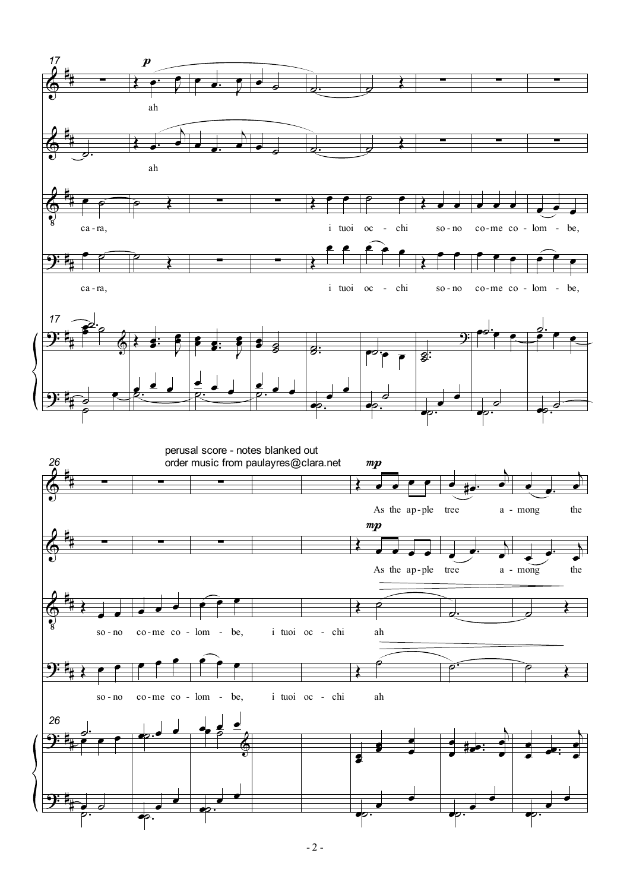perusal score - notes blanked out
order music from paulayres@clara.net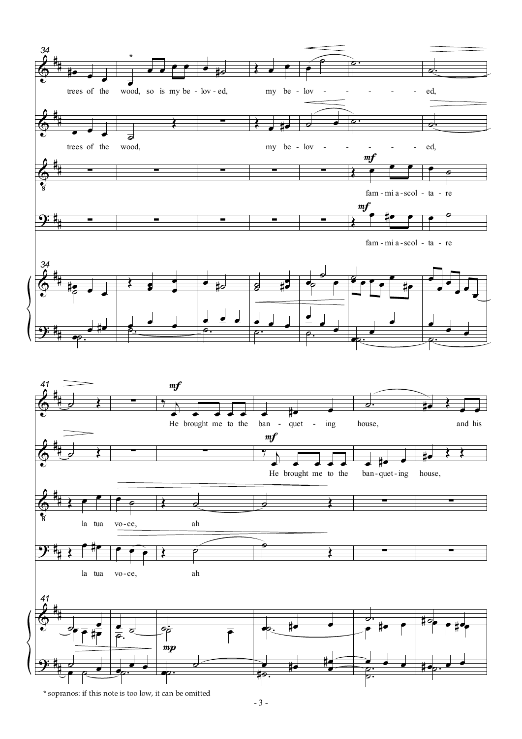* sopranos: if this note is too low, it can be omitted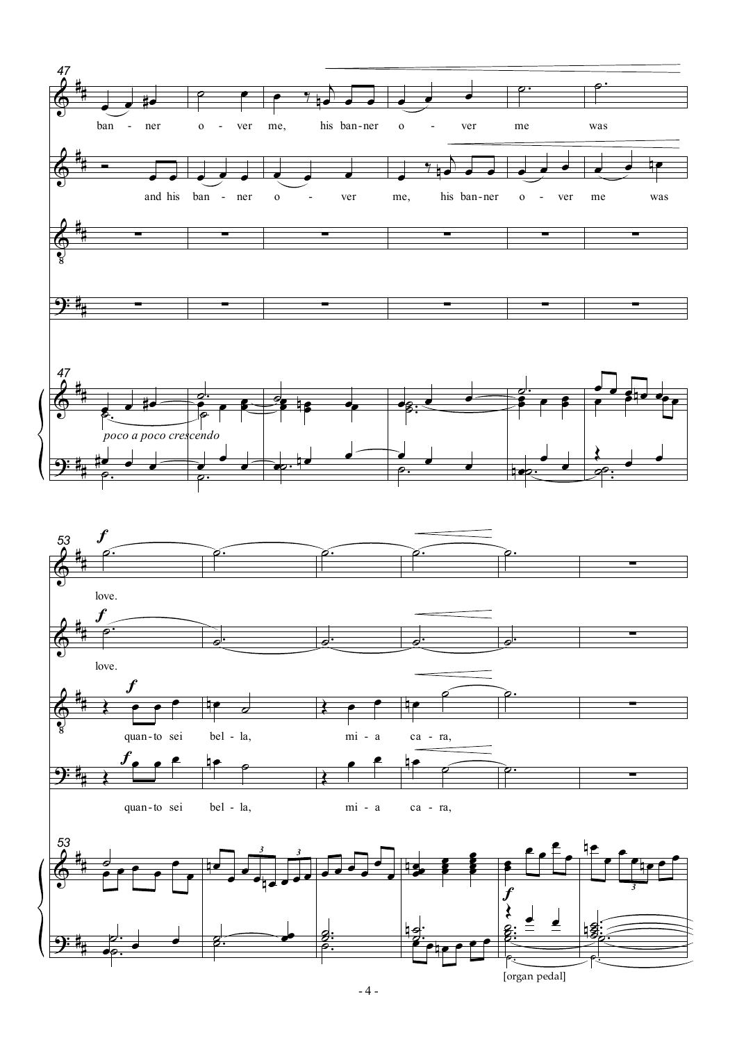47

ban - ner o - ver me, his ban-ner o - ver me was

and his ban - ner o - ver me, his ban-ner o - ver me was

*poco a poco crescendo*

53

**f**

love.

love.

quan-to sei bel - la, mi - a ca - ra,

quan-to sei bel - la, mi - a ca - ra,

[organ pedal]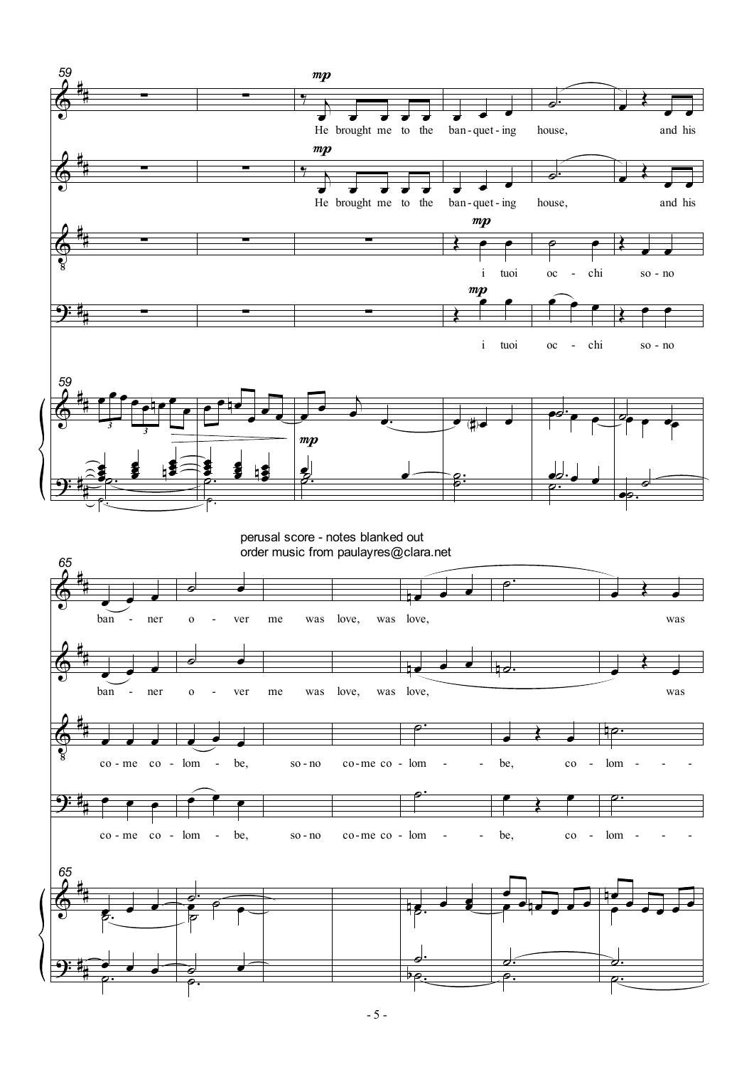perusal score - notes blanked out
order music from paulayres@clara.net

He brought me to the banqueting house, and his banner over me was love, was love, was love, was

i tuoi occhi sono come colombe, sono come colombe, colombe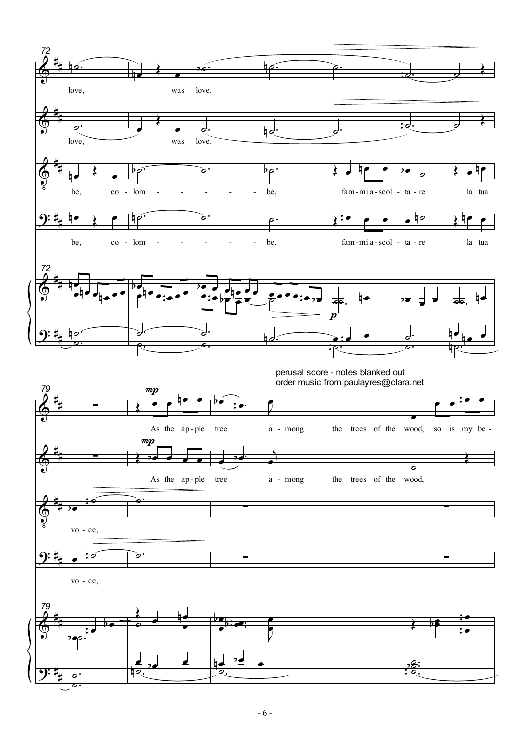perusal score - notes blanked out
order music from paulayres@clara.net

love, was love.

love, was love.

be, co - lom - - - - - - be, fam - mi a - scol - ta - re la tua

be, co - lom - - - - - - be, fam - mi a - scol - ta - re la tua

As the ap - ple tree a - mong the trees of the wood, so is my be -

As the ap - ple tree a - mong the trees of the wood,

vo - ce,

vo - ce,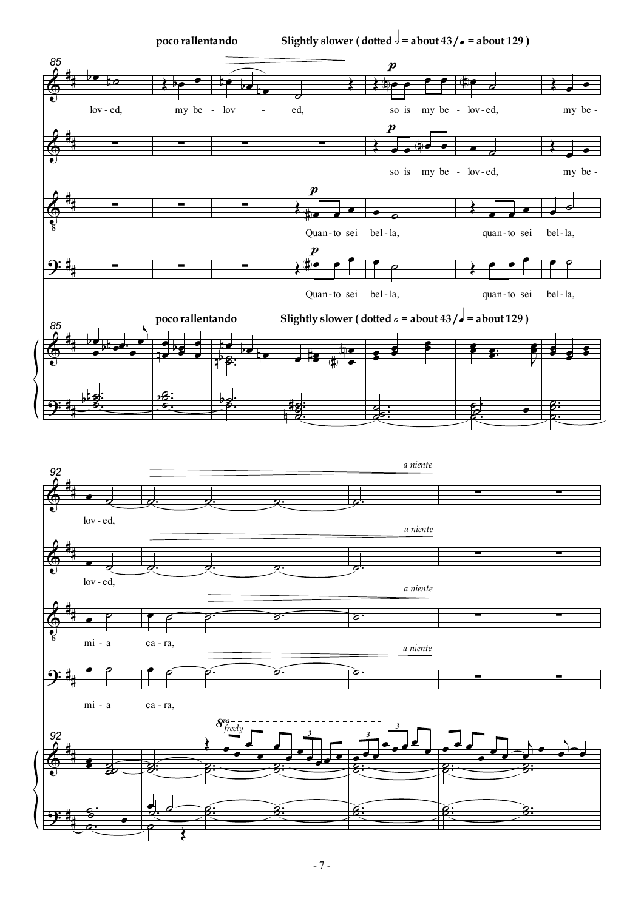**poco rallentando** **Slightly slower ( dotted 𝅗𝅥 = about 43 / ♩ = about 129 )**

85

lov - ed, my be - lov - ed, so is my be - lov - ed, my be -

so is my be - lov - ed, my be -

Quan - to sei bel - la, quan - to sei bel - la,

Quan - to sei bel - la, quan - to sei bel - la,

92

lov - ed,

*a niente*

lov - ed,

*a niente*

mi - a ca - ra,

*a niente*

mi - a ca - ra,

*a niente*

*8va freely*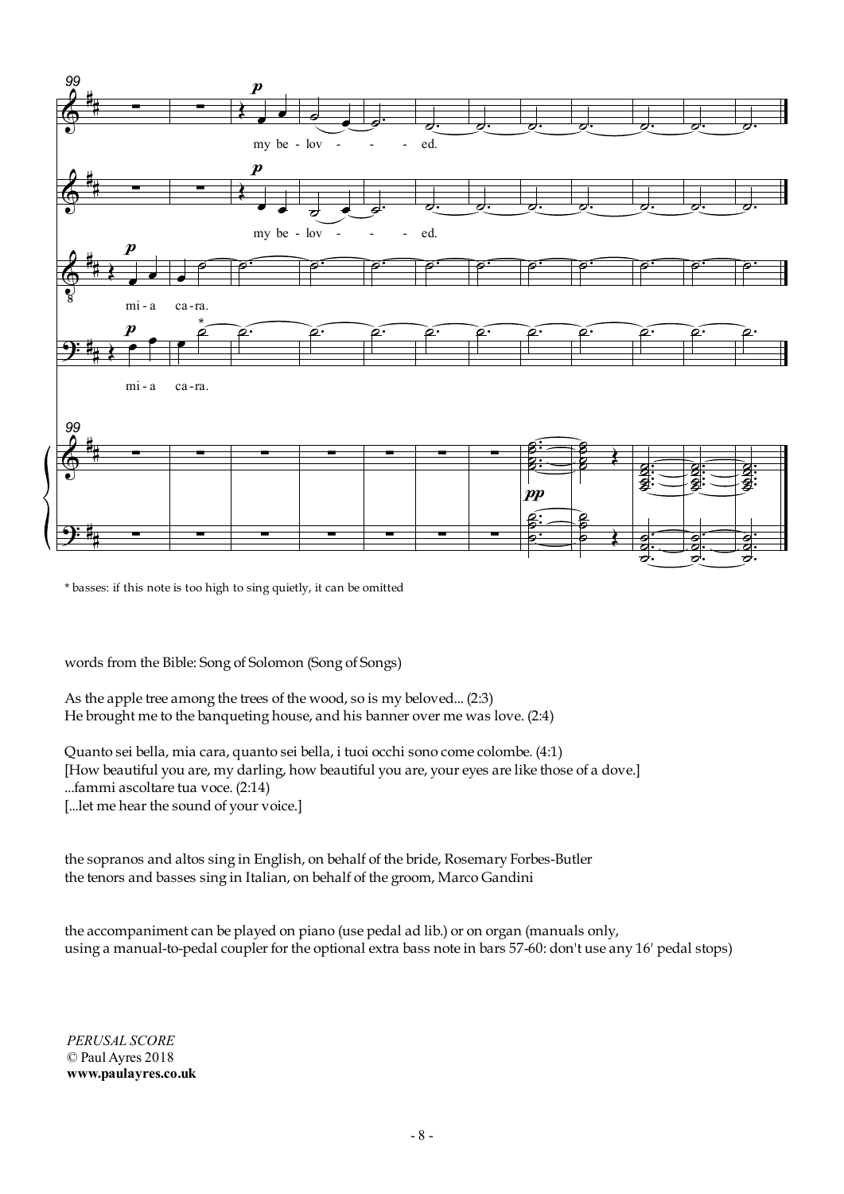* basses: if this note is too high to sing quietly, it can be omitted

words from the Bible: Song of Solomon (Song of Songs)

As the apple tree among the trees of the wood, so is my beloved... (2:3)
He brought me to the banqueting house, and his banner over me was love. (2:4)

Quanto sei bella, mia cara, quanto sei bella, i tuoi occhi sono come colombe. (4:1)
[How beautiful you are, my darling, how beautiful you are, your eyes are like those of a dove.]
...fammi ascoltare tua voce. (2:14)
[...let me hear the sound of your voice.]

the sopranos and altos sing in English, on behalf of the bride, Rosemary Forbes-Butler
the tenors and basses sing in Italian, on behalf of the groom, Marco Gandini

the accompaniment can be played on piano (use pedal ad lib.) or on organ (manuals only, using a manual-to-pedal coupler for the optional extra bass note in bars 57-60: don't use any 16' pedal stops)

*PERUSAL SCORE*
© Paul Ayres 2018
**www.paulayres.co.uk**